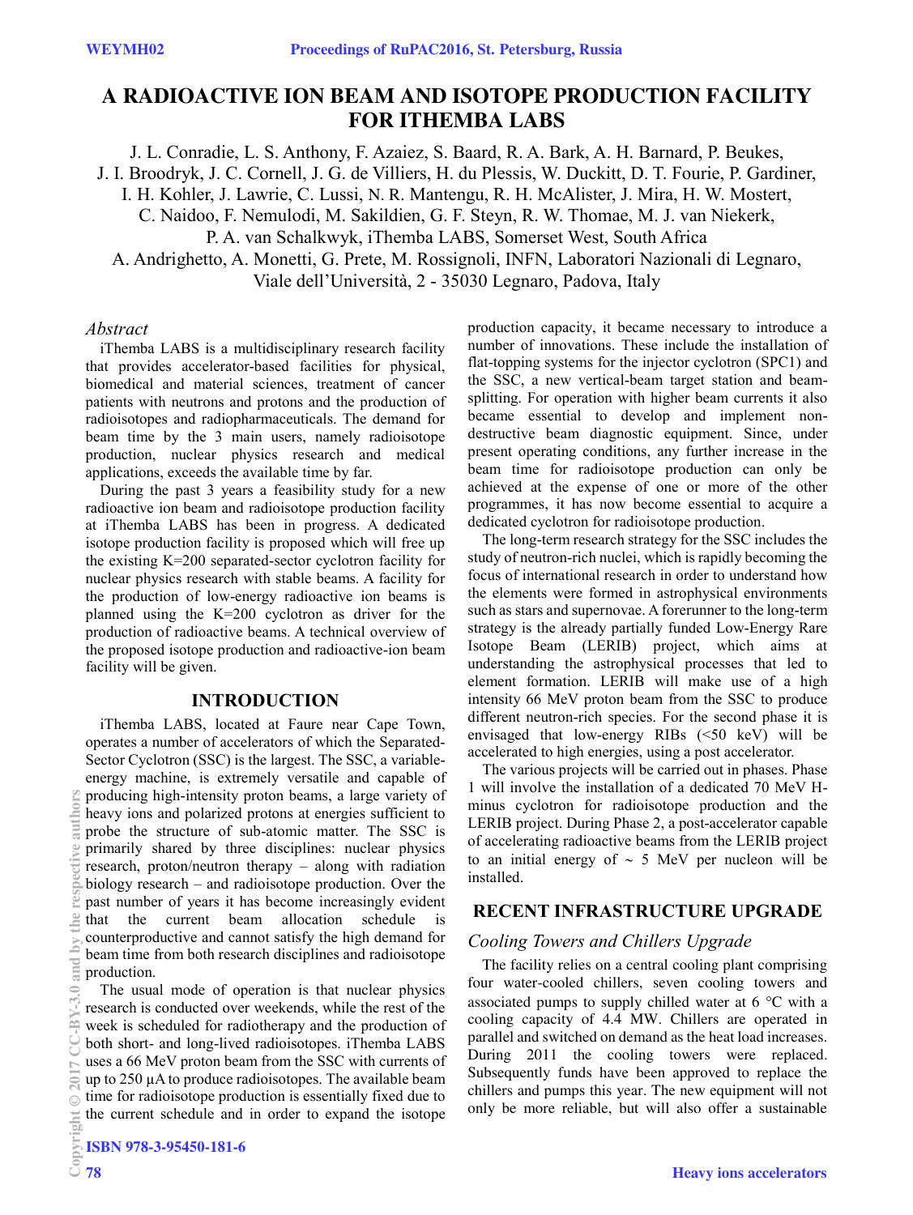# A RADIOACTIVE ION BEAM AND ISOTOPE PRODUCTION FACILITY FOR ITHEMBA LABS

J. L. Conradie, L. S. Anthony, F. Azaiez, S. Baard, R. A. Bark, A. H. Barnard, P. Beukes, J. I. Broodryk, J. C. Cornell, J. G. de Villiers, H. du Plessis, W. Duckitt, D. T. Fourie, P. Gardiner, I. H. Kohler, J. Lawrie, C. Lussi, N. R. Mantengu, R. H. McAlister, J. Mira, H. W. Mostert, C. Naidoo, F. Nemulodi, M. Sakildien, G. F. Steyn, R. W. Thomae, M. J. van Niekerk, P. A. van Schalkwyk, iThemba LABS, Somerset West, South Africa
A. Andrighetto, A. Monetti, G. Prete, M. Rossignoli, INFN, Laboratori Nazionali di Legnaro, Viale dell'Università, 2 - 35030 Legnaro, Padova, Italy

*Abstract*

iThemba LABS is a multidisciplinary research facility that provides accelerator-based facilities for physical, biomedical and material sciences, treatment of cancer patients with neutrons and protons and the production of radioisotopes and radiopharmaceuticals. The demand for beam time by the 3 main users, namely radioisotope production, nuclear physics research and medical applications, exceeds the available time by far.

During the past 3 years a feasibility study for a new radioactive ion beam and radioisotope production facility at iThemba LABS has been in progress. A dedicated isotope production facility is proposed which will free up the existing K=200 separated-sector cyclotron facility for nuclear physics research with stable beams. A facility for the production of low-energy radioactive ion beams is planned using the K=200 cyclotron as driver for the production of radioactive beams. A technical overview of the proposed isotope production and radioactive-ion beam facility will be given.

## INTRODUCTION

iThemba LABS, located at Faure near Cape Town, operates a number of accelerators of which the Separated-Sector Cyclotron (SSC) is the largest. The SSC, a variable-energy machine, is extremely versatile and capable of producing high-intensity proton beams, a large variety of heavy ions and polarized protons at energies sufficient to probe the structure of sub-atomic matter. The SSC is primarily shared by three disciplines: nuclear physics research, proton/neutron therapy – along with radiation biology research – and radioisotope production. Over the past number of years it has become increasingly evident that the current beam allocation schedule is counterproductive and cannot satisfy the high demand for beam time from both research disciplines and radioisotope production.

The usual mode of operation is that nuclear physics research is conducted over weekends, while the rest of the week is scheduled for radiotherapy and the production of both short- and long-lived radioisotopes. iThemba LABS uses a 66 MeV proton beam from the SSC with currents of up to 250 µA to produce radioisotopes. The available beam time for radioisotope production is essentially fixed due to the current schedule and in order to expand the isotope production capacity, it became necessary to introduce a number of innovations. These include the installation of flat-topping systems for the injector cyclotron (SPC1) and the SSC, a new vertical-beam target station and beam-splitting. For operation with higher beam currents it also became essential to develop and implement non-destructive beam diagnostic equipment. Since, under present operating conditions, any further increase in the beam time for radioisotope production can only be achieved at the expense of one or more of the other programmes, it has now become essential to acquire a dedicated cyclotron for radioisotope production.

The long-term research strategy for the SSC includes the study of neutron-rich nuclei, which is rapidly becoming the focus of international research in order to understand how the elements were formed in astrophysical environments such as stars and supernovae. A forerunner to the long-term strategy is the already partially funded Low-Energy Rare Isotope Beam (LERIB) project, which aims at understanding the astrophysical processes that led to element formation. LERIB will make use of a high intensity 66 MeV proton beam from the SSC to produce different neutron-rich species. For the second phase it is envisaged that low-energy RIBs (<50 keV) will be accelerated to high energies, using a post accelerator.

The various projects will be carried out in phases. Phase 1 will involve the installation of a dedicated 70 MeV H-minus cyclotron for radioisotope production and the LERIB project. During Phase 2, a post-accelerator capable of accelerating radioactive beams from the LERIB project to an initial energy of ~ 5 MeV per nucleon will be installed.

## RECENT INFRASTRUCTURE UPGRADE

### *Cooling Towers and Chillers Upgrade*

The facility relies on a central cooling plant comprising four water-cooled chillers, seven cooling towers and associated pumps to supply chilled water at 6 °C with a cooling capacity of 4.4 MW. Chillers are operated in parallel and switched on demand as the heat load increases. During 2011 the cooling towers were replaced. Subsequently funds have been approved to replace the chillers and pumps this year. The new equipment will not only be more reliable, but will also offer a sustainable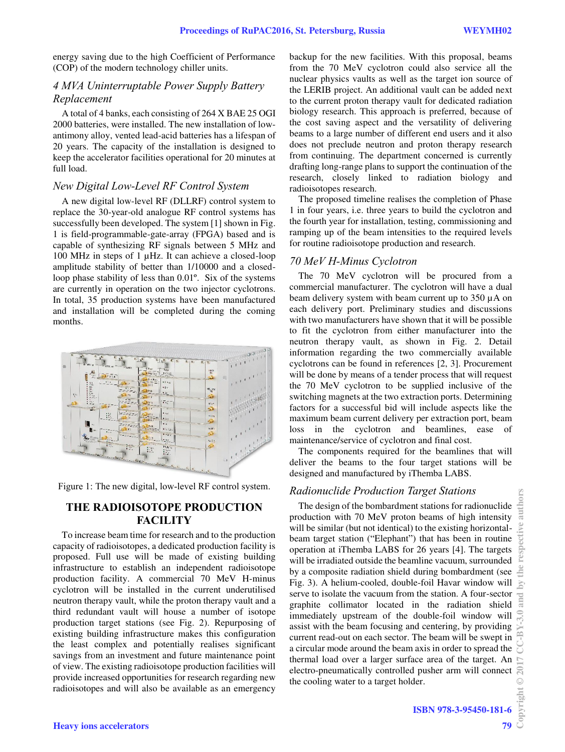energy saving due to the high Coefficient of Performance (COP) of the modern technology chiller units.

### *4 MVA Uninterruptable Power Supply Battery Replacement*

A total of 4 banks, each consisting of 264 X BAE 25 OGI 2000 batteries, were installed. The new installation of low-antimony alloy, vented lead-acid batteries has a lifespan of 20 years. The capacity of the installation is designed to keep the accelerator facilities operational for 20 minutes at full load.

### *New Digital Low-Level RF Control System*

A new digital low-level RF (DLLRF) control system to replace the 30-year-old analogue RF control systems has successfully been developed. The system [1] shown in Fig. 1 is field-programmable-gate-array (FPGA) based and is capable of synthesizing RF signals between 5 MHz and 100 MHz in steps of 1 μHz. It can achieve a closed-loop amplitude stability of better than 1/10000 and a closed-loop phase stability of less than 0.01°. Six of the systems are currently in operation on the two injector cyclotrons. In total, 35 production systems have been manufactured and installation will be completed during the coming months.

Figure 1: The new digital, low-level RF control system.

## THE RADIOISOTOPE PRODUCTION FACILITY

To increase beam time for research and to the production capacity of radioisotopes, a dedicated production facility is proposed. Full use will be made of existing building infrastructure to establish an independent radioisotope production facility. A commercial 70 MeV H-minus cyclotron will be installed in the current underutilised neutron therapy vault, while the proton therapy vault and a third redundant vault will house a number of isotope production target stations (see Fig. 2). Repurposing of existing building infrastructure makes this configuration the least complex and potentially realises significant savings from an investment and future maintenance point of view. The existing radioisotope production facilities will provide increased opportunities for research regarding new radioisotopes and will also be available as an emergency backup for the new facilities. With this proposal, beams from the 70 MeV cyclotron could also service all the nuclear physics vaults as well as the target ion source of the LERIB project. An additional vault can be added next to the current proton therapy vault for dedicated radiation biology research. This approach is preferred, because of the cost saving aspect and the versatility of delivering beams to a large number of different end users and it also does not preclude neutron and proton therapy research from continuing. The department concerned is currently drafting long-range plans to support the continuation of the research, closely linked to radiation biology and radioisotopes research.

The proposed timeline realises the completion of Phase 1 in four years, i.e. three years to build the cyclotron and the fourth year for installation, testing, commissioning and ramping up of the beam intensities to the required levels for routine radioisotope production and research.

### *70 MeV H-Minus Cyclotron*

The 70 MeV cyclotron will be procured from a commercial manufacturer. The cyclotron will have a dual beam delivery system with beam current up to 350 μA on each delivery port. Preliminary studies and discussions with two manufacturers have shown that it will be possible to fit the cyclotron from either manufacturer into the neutron therapy vault, as shown in Fig. 2. Detail information regarding the two commercially available cyclotrons can be found in references [2, 3]. Procurement will be done by means of a tender process that will request the 70 MeV cyclotron to be supplied inclusive of the switching magnets at the two extraction ports. Determining factors for a successful bid will include aspects like the maximum beam current delivery per extraction port, beam loss in the cyclotron and beamlines, ease of maintenance/service of cyclotron and final cost.

The components required for the beamlines that will deliver the beams to the four target stations will be designed and manufactured by iThemba LABS.

### *Radionuclide Production Target Stations*

The design of the bombardment stations for radionuclide production with 70 MeV proton beams of high intensity will be similar (but not identical) to the existing horizontal-beam target station ("Elephant") that has been in routine operation at iThemba LABS for 26 years [4]. The targets will be irradiated outside the beamline vacuum, surrounded by a composite radiation shield during bombardment (see Fig. 3). A helium-cooled, double-foil Havar window will serve to isolate the vacuum from the station. A four-sector graphite collimator located in the radiation shield immediately upstream of the double-foil window will assist with the beam focusing and centering, by providing current read-out on each sector. The beam will be swept in a circular mode around the beam axis in order to spread the thermal load over a larger surface area of the target. An electro-pneumatically controlled pusher arm will connect the cooling water to a target holder.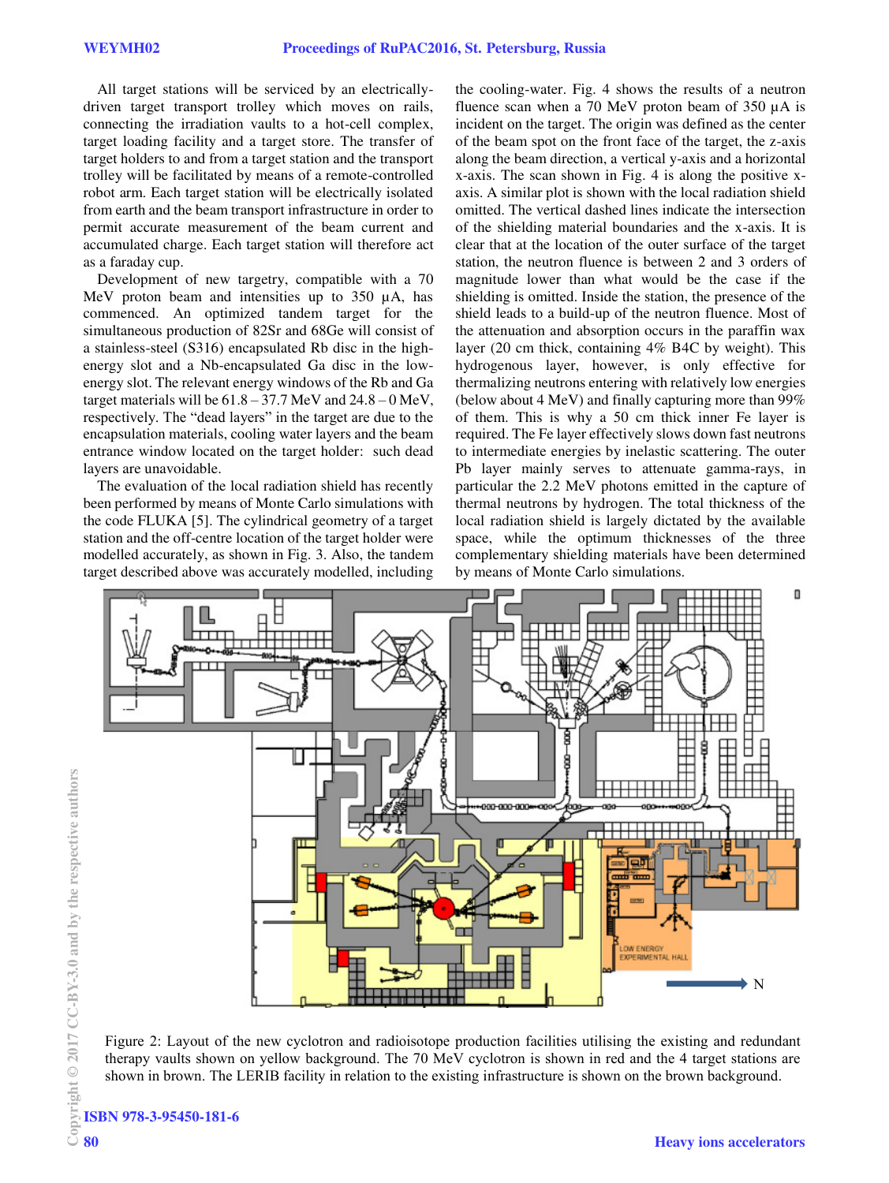All target stations will be serviced by an electrically-driven target transport trolley which moves on rails, connecting the irradiation vaults to a hot-cell complex, target loading facility and a target store. The transfer of target holders to and from a target station and the transport trolley will be facilitated by means of a remote-controlled robot arm. Each target station will be electrically isolated from earth and the beam transport infrastructure in order to permit accurate measurement of the beam current and accumulated charge. Each target station will therefore act as a faraday cup.

Development of new targetry, compatible with a 70 MeV proton beam and intensities up to 350 µA, has commenced. An optimized tandem target for the simultaneous production of 82Sr and 68Ge will consist of a stainless-steel (S316) encapsulated Rb disc in the high-energy slot and a Nb-encapsulated Ga disc in the low-energy slot. The relevant energy windows of the Rb and Ga target materials will be 61.8 – 37.7 MeV and 24.8 – 0 MeV, respectively. The "dead layers" in the target are due to the encapsulation materials, cooling water layers and the beam entrance window located on the target holder: such dead layers are unavoidable.

The evaluation of the local radiation shield has recently been performed by means of Monte Carlo simulations with the code FLUKA [5]. The cylindrical geometry of a target station and the off-centre location of the target holder were modelled accurately, as shown in Fig. 3. Also, the tandem target described above was accurately modelled, including the cooling-water. Fig. 4 shows the results of a neutron fluence scan when a 70 MeV proton beam of 350 µA is incident on the target. The origin was defined as the center of the beam spot on the front face of the target, the z-axis along the beam direction, a vertical y-axis and a horizontal x-axis. The scan shown in Fig. 4 is along the positive x-axis. A similar plot is shown with the local radiation shield omitted. The vertical dashed lines indicate the intersection of the shielding material boundaries and the x-axis. It is clear that at the location of the outer surface of the target station, the neutron fluence is between 2 and 3 orders of magnitude lower than what would be the case if the shielding is omitted. Inside the station, the presence of the shield leads to a build-up of the neutron fluence. Most of the attenuation and absorption occurs in the paraffin wax layer (20 cm thick, containing 4% B4C by weight). This hydrogenous layer, however, is only effective for thermalizing neutrons entering with relatively low energies (below about 4 MeV) and finally capturing more than 99% of them. This is why a 50 cm thick inner Fe layer is required. The Fe layer effectively slows down fast neutrons to intermediate energies by inelastic scattering. The outer Pb layer mainly serves to attenuate gamma-rays, in particular the 2.2 MeV photons emitted in the capture of thermal neutrons by hydrogen. The total thickness of the local radiation shield is largely dictated by the available space, while the optimum thicknesses of the three complementary shielding materials have been determined by means of Monte Carlo simulations.

Figure 2: Layout of the new cyclotron and radioisotope production facilities utilising the existing and redundant therapy vaults shown on yellow background. The 70 MeV cyclotron is shown in red and the 4 target stations are shown in brown. The LERIB facility in relation to the existing infrastructure is shown on the brown background.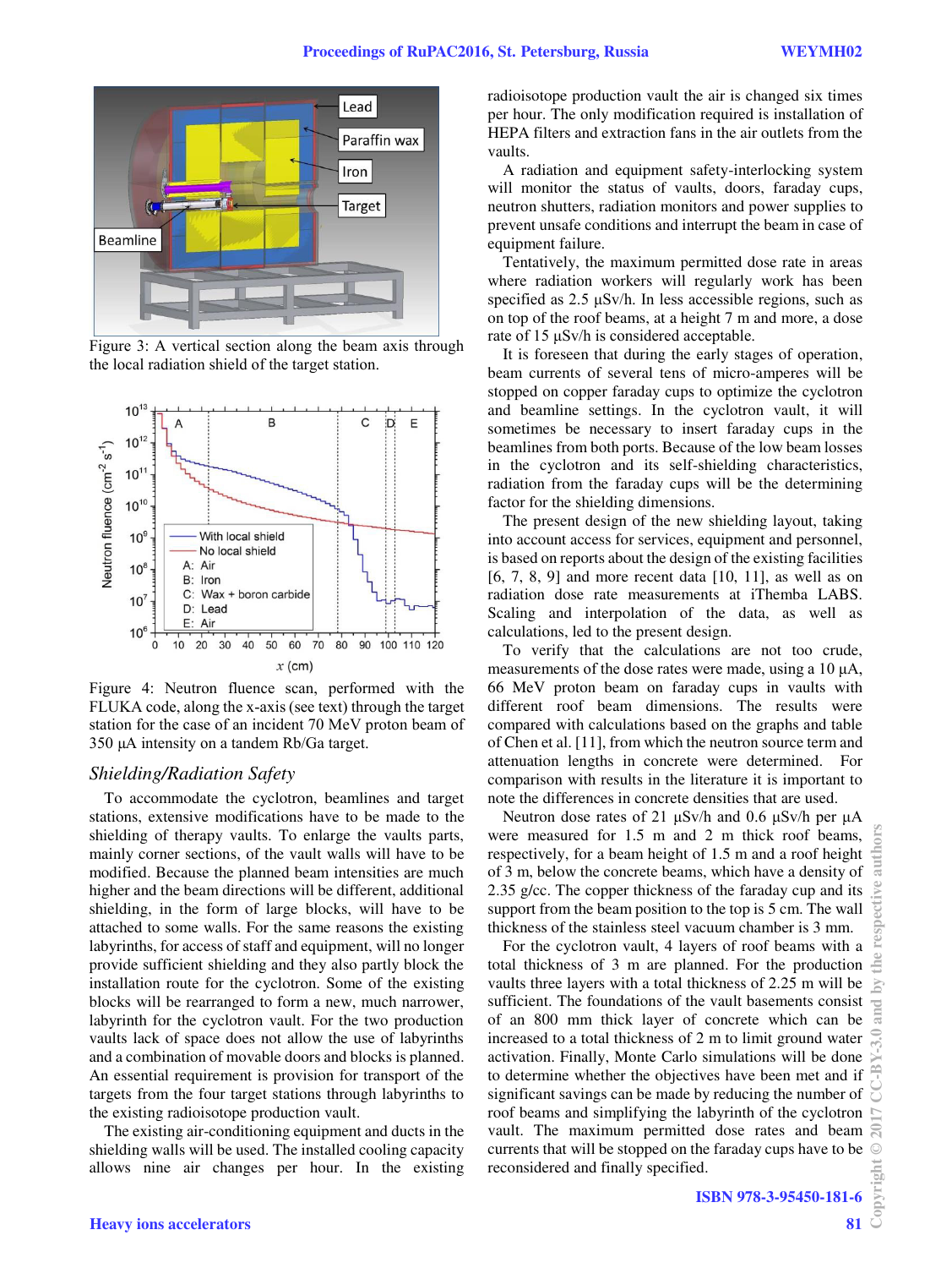Figure 3: A vertical section along the beam axis through the local radiation shield of the target station.

Figure 4: Neutron fluence scan, performed with the FLUKA code, along the x-axis (see text) through the target station for the case of an incident 70 MeV proton beam of 350 μA intensity on a tandem Rb/Ga target.

## *Shielding/Radiation Safety*

To accommodate the cyclotron, beamlines and target stations, extensive modifications have to be made to the shielding of therapy vaults. To enlarge the vaults parts, mainly corner sections, of the vault walls will have to be modified. Because the planned beam intensities are much higher and the beam directions will be different, additional shielding, in the form of large blocks, will have to be attached to some walls. For the same reasons the existing labyrinths, for access of staff and equipment, will no longer provide sufficient shielding and they also partly block the installation route for the cyclotron. Some of the existing blocks will be rearranged to form a new, much narrower, labyrinth for the cyclotron vault. For the two production vaults lack of space does not allow the use of labyrinths and a combination of movable doors and blocks is planned. An essential requirement is provision for transport of the targets from the four target stations through labyrinths to the existing radioisotope production vault.

The existing air-conditioning equipment and ducts in the shielding walls will be used. The installed cooling capacity allows nine air changes per hour. In the existing radioisotope production vault the air is changed six times per hour. The only modification required is installation of HEPA filters and extraction fans in the air outlets from the vaults.

A radiation and equipment safety-interlocking system will monitor the status of vaults, doors, faraday cups, neutron shutters, radiation monitors and power supplies to prevent unsafe conditions and interrupt the beam in case of equipment failure.

Tentatively, the maximum permitted dose rate in areas where radiation workers will regularly work has been specified as 2.5 μSv/h. In less accessible regions, such as on top of the roof beams, at a height 7 m and more, a dose rate of 15 μSv/h is considered acceptable.

It is foreseen that during the early stages of operation, beam currents of several tens of micro-amperes will be stopped on copper faraday cups to optimize the cyclotron and beamline settings. In the cyclotron vault, it will sometimes be necessary to insert faraday cups in the beamlines from both ports. Because of the low beam losses in the cyclotron and its self-shielding characteristics, radiation from the faraday cups will be the determining factor for the shielding dimensions.

The present design of the new shielding layout, taking into account access for services, equipment and personnel, is based on reports about the design of the existing facilities [6, 7, 8, 9] and more recent data [10, 11], as well as on radiation dose rate measurements at iThemba LABS. Scaling and interpolation of the data, as well as calculations, led to the present design.

To verify that the calculations are not too crude, measurements of the dose rates were made, using a 10 μA, 66 MeV proton beam on faraday cups in vaults with different roof beam dimensions. The results were compared with calculations based on the graphs and table of Chen et al. [11], from which the neutron source term and attenuation lengths in concrete were determined. For comparison with results in the literature it is important to note the differences in concrete densities that are used.

Neutron dose rates of 21 μSv/h and 0.6 μSv/h per μA were measured for 1.5 m and 2 m thick roof beams, respectively, for a beam height of 1.5 m and a roof height of 3 m, below the concrete beams, which have a density of 2.35 g/cc. The copper thickness of the faraday cup and its support from the beam position to the top is 5 cm. The wall thickness of the stainless steel vacuum chamber is 3 mm.

For the cyclotron vault, 4 layers of roof beams with a total thickness of 3 m are planned. For the production vaults three layers with a total thickness of 2.25 m will be sufficient. The foundations of the vault basements consist of an 800 mm thick layer of concrete which can be increased to a total thickness of 2 m to limit ground water activation. Finally, Monte Carlo simulations will be done to determine whether the objectives have been met and if significant savings can be made by reducing the number of roof beams and simplifying the labyrinth of the cyclotron vault. The maximum permitted dose rates and beam currents that will be stopped on the faraday cups have to be reconsidered and finally specified.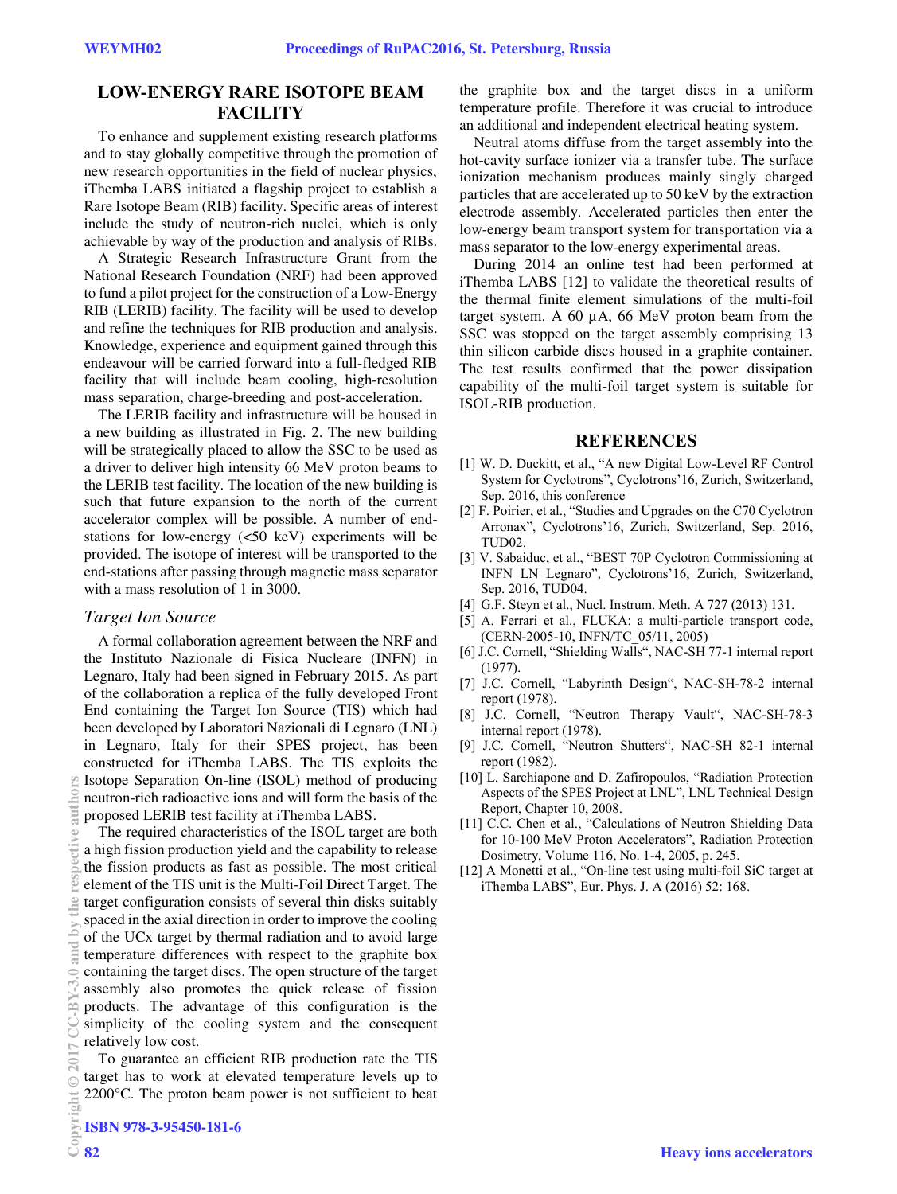## LOW-ENERGY RARE ISOTOPE BEAM FACILITY

To enhance and supplement existing research platforms and to stay globally competitive through the promotion of new research opportunities in the field of nuclear physics, iThemba LABS initiated a flagship project to establish a Rare Isotope Beam (RIB) facility. Specific areas of interest include the study of neutron-rich nuclei, which is only achievable by way of the production and analysis of RIBs.

A Strategic Research Infrastructure Grant from the National Research Foundation (NRF) had been approved to fund a pilot project for the construction of a Low-Energy RIB (LERIB) facility. The facility will be used to develop and refine the techniques for RIB production and analysis. Knowledge, experience and equipment gained through this endeavour will be carried forward into a full-fledged RIB facility that will include beam cooling, high-resolution mass separation, charge-breeding and post-acceleration.

The LERIB facility and infrastructure will be housed in a new building as illustrated in Fig. 2. The new building will be strategically placed to allow the SSC to be used as a driver to deliver high intensity 66 MeV proton beams to the LERIB test facility. The location of the new building is such that future expansion to the north of the current accelerator complex will be possible. A number of end-stations for low-energy (<50 keV) experiments will be provided. The isotope of interest will be transported to the end-stations after passing through magnetic mass separator with a mass resolution of 1 in 3000.

### *Target Ion Source*

A formal collaboration agreement between the NRF and the Instituto Nazionale di Fisica Nucleare (INFN) in Legnaro, Italy had been signed in February 2015. As part of the collaboration a replica of the fully developed Front End containing the Target Ion Source (TIS) which had been developed by Laboratori Nazionali di Legnaro (LNL) in Legnaro, Italy for their SPES project, has been constructed for iThemba LABS. The TIS exploits the Isotope Separation On-line (ISOL) method of producing neutron-rich radioactive ions and will form the basis of the proposed LERIB test facility at iThemba LABS.

The required characteristics of the ISOL target are both a high fission production yield and the capability to release the fission products as fast as possible. The most critical element of the TIS unit is the Multi-Foil Direct Target. The target configuration consists of several thin disks suitably spaced in the axial direction in order to improve the cooling of the UCx target by thermal radiation and to avoid large temperature differences with respect to the graphite box containing the target discs. The open structure of the target assembly also promotes the quick release of fission products. The advantage of this configuration is the simplicity of the cooling system and the consequent relatively low cost.

To guarantee an efficient RIB production rate the TIS target has to work at elevated temperature levels up to 2200°C. The proton beam power is not sufficient to heat the graphite box and the target discs in a uniform temperature profile. Therefore it was crucial to introduce an additional and independent electrical heating system.

Neutral atoms diffuse from the target assembly into the hot-cavity surface ionizer via a transfer tube. The surface ionization mechanism produces mainly singly charged particles that are accelerated up to 50 keV by the extraction electrode assembly. Accelerated particles then enter the low-energy beam transport system for transportation via a mass separator to the low-energy experimental areas.

During 2014 an online test had been performed at iThemba LABS [12] to validate the theoretical results of the thermal finite element simulations of the multi-foil target system. A 60 µA, 66 MeV proton beam from the SSC was stopped on the target assembly comprising 13 thin silicon carbide discs housed in a graphite container. The test results confirmed that the power dissipation capability of the multi-foil target system is suitable for ISOL-RIB production.

## REFERENCES

[1] W. D. Duckitt, et al., "A new Digital Low-Level RF Control System for Cyclotrons", Cyclotrons'16, Zurich, Switzerland, Sep. 2016, this conference

[2] F. Poirier, et al., "Studies and Upgrades on the C70 Cyclotron Arronax", Cyclotrons'16, Zurich, Switzerland, Sep. 2016, TUD02.

[3] V. Sabaiduc, et al., "BEST 70P Cyclotron Commissioning at INFN LN Legnaro", Cyclotrons'16, Zurich, Switzerland, Sep. 2016, TUD04.

[4] G.F. Steyn et al., Nucl. Instrum. Meth. A 727 (2013) 131.

[5] A. Ferrari et al., FLUKA: a multi-particle transport code, (CERN-2005-10, INFN/TC_05/11, 2005)

[6] J.C. Cornell, "Shielding Walls", NAC-SH 77-1 internal report (1977).

[7] J.C. Cornell, "Labyrinth Design", NAC-SH-78-2 internal report (1978).

[8] J.C. Cornell, "Neutron Therapy Vault", NAC-SH-78-3 internal report (1978).

[9] J.C. Cornell, "Neutron Shutters", NAC-SH 82-1 internal report (1982).

[10] L. Sarchiapone and D. Zafiropoulos, "Radiation Protection Aspects of the SPES Project at LNL", LNL Technical Design Report, Chapter 10, 2008.

[11] C.C. Chen et al., "Calculations of Neutron Shielding Data for 10-100 MeV Proton Accelerators", Radiation Protection Dosimetry, Volume 116, No. 1-4, 2005, p. 245.

[12] A Monetti et al., "On-line test using multi-foil SiC target at iThemba LABS", Eur. Phys. J. A (2016) 52: 168.